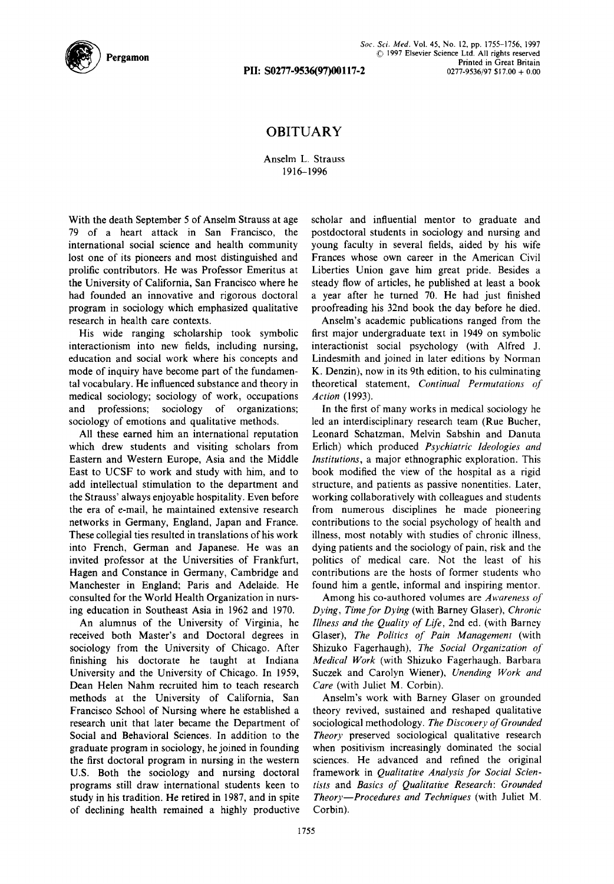# OBITUARY

Anselm L. Strauss
1916–1996

With the death September 5 of Anselm Strauss at age 79 of a heart attack in San Francisco, the international social science and health community lost one of its pioneers and most distinguished and prolific contributors. He was Professor Emeritus at the University of California, San Francisco where he had founded an innovative and rigorous doctoral program in sociology which emphasized qualitative research in health care contexts.

His wide ranging scholarship took symbolic interactionism into new fields, including nursing, education and social work where his concepts and mode of inquiry have become part of the fundamental vocabulary. He influenced substance and theory in medical sociology; sociology of work, occupations and professions; sociology of organizations; sociology of emotions and qualitative methods.

All these earned him an international reputation which drew students and visiting scholars from Eastern and Western Europe, Asia and the Middle East to UCSF to work and study with him, and to add intellectual stimulation to the department and the Strauss' always enjoyable hospitality. Even before the era of e-mail, he maintained extensive research networks in Germany, England, Japan and France. These collegial ties resulted in translations of his work into French, German and Japanese. He was an invited professor at the Universities of Frankfurt, Hagen and Constance in Germany, Cambridge and Manchester in England; Paris and Adelaide. He consulted for the World Health Organization in nursing education in Southeast Asia in 1962 and 1970.

An alumnus of the University of Virginia, he received both Master's and Doctoral degrees in sociology from the University of Chicago. After finishing his doctorate he taught at Indiana University and the University of Chicago. In 1959, Dean Helen Nahm recruited him to teach research methods at the University of California, San Francisco School of Nursing where he established a research unit that later became the Department of Social and Behavioral Sciences. In addition to the graduate program in sociology, he joined in founding the first doctoral program in nursing in the western U.S. Both the sociology and nursing doctoral programs still draw international students keen to study in his tradition. He retired in 1987, and in spite of declining health remained a highly productive scholar and influential mentor to graduate and postdoctoral students in sociology and nursing and young faculty in several fields, aided by his wife Frances whose own career in the American Civil Liberties Union gave him great pride. Besides a steady flow of articles, he published at least a book a year after he turned 70. He had just finished proofreading his 32nd book the day before he died.

Anselm's academic publications ranged from the first major undergraduate text in 1949 on symbolic interactionist social psychology (with Alfred J. Lindesmith and joined in later editions by Norman K. Denzin), now in its 9th edition, to his culminating theoretical statement, *Continual Permutations of Action* (1993).

In the first of many works in medical sociology he led an interdisciplinary research team (Rue Bucher, Leonard Schatzman, Melvin Sabshin and Danuta Erlich) which produced *Psychiatric Ideologies and Institutions*, a major ethnographic exploration. This book modified the view of the hospital as a rigid structure, and patients as passive nonentities. Later, working collaboratively with colleagues and students from numerous disciplines he made pioneering contributions to the social psychology of health and illness, most notably with studies of chronic illness, dying patients and the sociology of pain, risk and the politics of medical care. Not the least of his contributions are the hosts of former students who found him a gentle, informal and inspiring mentor.

Among his co-authored volumes are *Awareness of Dying*, *Time for Dying* (with Barney Glaser), *Chronic Illness and the Quality of Life*, 2nd ed. (with Barney Glaser), *The Politics of Pain Management* (with Shizuko Fagerhaugh), *The Social Organization of Medical Work* (with Shizuko Fagerhaugh, Barbara Suczek and Carolyn Wiener), *Unending Work and Care* (with Juliet M. Corbin).

Anselm's work with Barney Glaser on grounded theory revived, sustained and reshaped qualitative sociological methodology. *The Discovery of Grounded Theory* preserved sociological qualitative research when positivism increasingly dominated the social sciences. He advanced and refined the original framework in *Qualitative Analysis for Social Scientists* and *Basics of Qualitative Research: Grounded Theory—Procedures and Techniques* (with Juliet M. Corbin).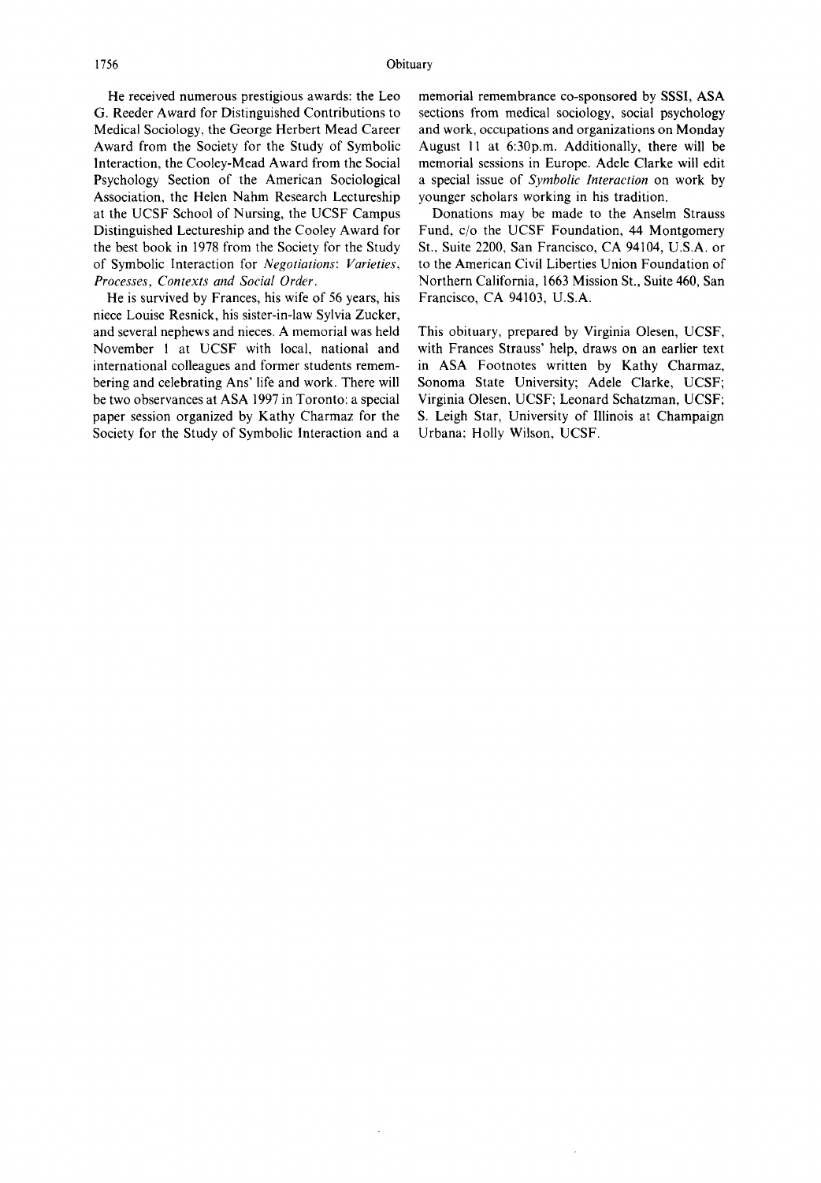He received numerous prestigious awards: the Leo G. Reeder Award for Distinguished Contributions to Medical Sociology, the George Herbert Mead Career Award from the Society for the Study of Symbolic Interaction, the Cooley-Mead Award from the Social Psychology Section of the American Sociological Association, the Helen Nahm Research Lectureship at the UCSF School of Nursing, the UCSF Campus Distinguished Lectureship and the Cooley Award for the best book in 1978 from the Society for the Study of Symbolic Interaction for *Negotiations: Varieties, Processes, Contexts and Social Order*.

He is survived by Frances, his wife of 56 years, his niece Louise Resnick, his sister-in-law Sylvia Zucker, and several nephews and nieces. A memorial was held November 1 at UCSF with local, national and international colleagues and former students remembering and celebrating Ans' life and work. There will be two observances at ASA 1997 in Toronto: a special paper session organized by Kathy Charmaz for the Society for the Study of Symbolic Interaction and a memorial remembrance co-sponsored by SSSI, ASA sections from medical sociology, social psychology and work, occupations and organizations on Monday August 11 at 6:30p.m. Additionally, there will be memorial sessions in Europe. Adele Clarke will edit a special issue of *Symbolic Interaction* on work by younger scholars working in his tradition.

Donations may be made to the Anselm Strauss Fund, c/o the UCSF Foundation, 44 Montgomery St., Suite 2200, San Francisco, CA 94104, U.S.A. or to the American Civil Liberties Union Foundation of Northern California, 1663 Mission St., Suite 460, San Francisco, CA 94103, U.S.A.

This obituary, prepared by Virginia Olesen, UCSF, with Frances Strauss' help, draws on an earlier text in ASA Footnotes written by Kathy Charmaz, Sonoma State University; Adele Clarke, UCSF; Virginia Olesen, UCSF; Leonard Schatzman, UCSF; S. Leigh Star, University of Illinois at Champaign Urbana; Holly Wilson, UCSF.